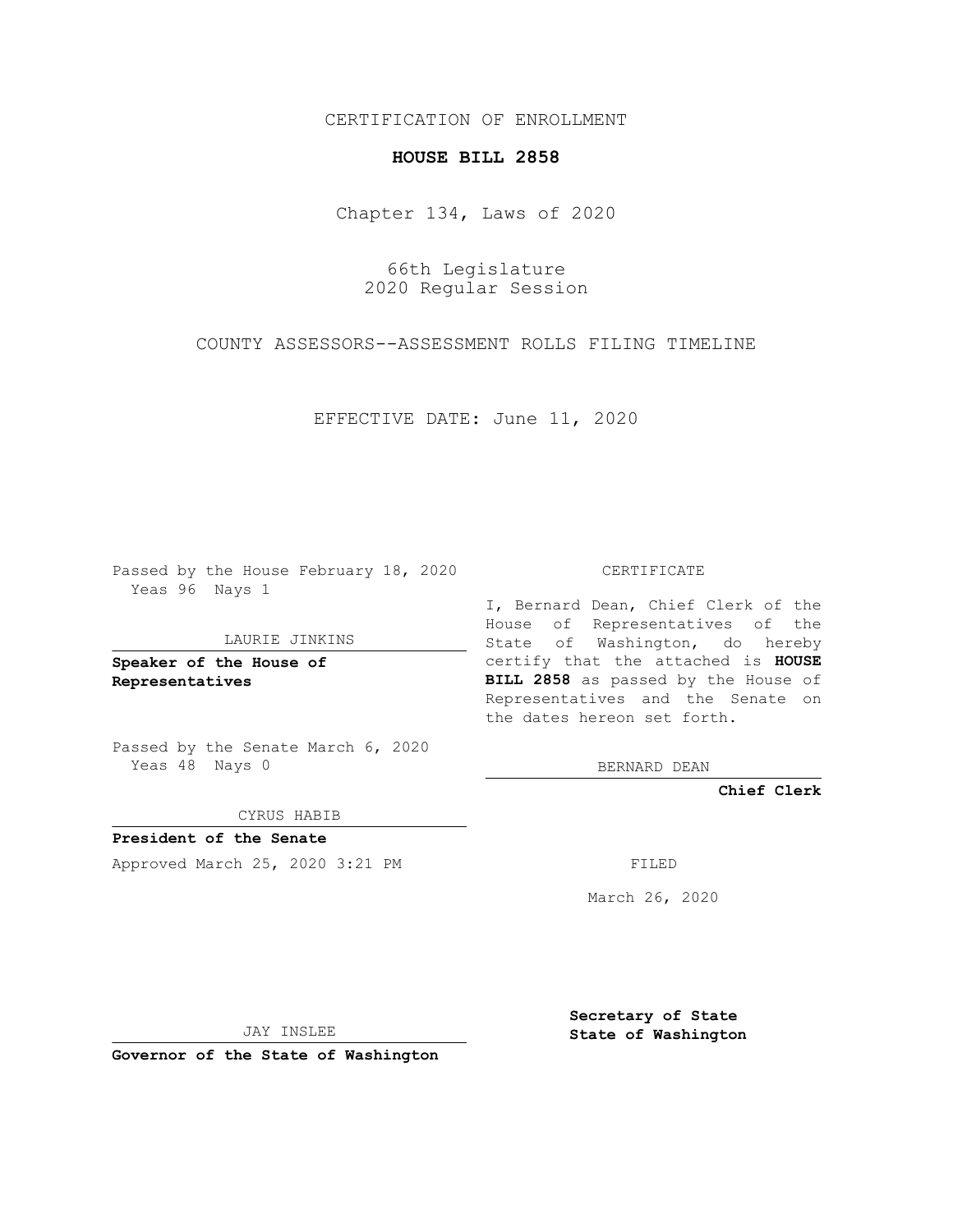CERTIFICATION OF ENROLLMENT

# HOUSE BILL 2858

Chapter 134, Laws of 2020

66th Legislature
2020 Regular Session

COUNTY ASSESSORS--ASSESSMENT ROLLS FILING TIMELINE

EFFECTIVE DATE: June 11, 2020

Passed by the House February 18, 2020
Yeas 96 Nays 1

LAURIE JINKINS

**Speaker of the House of Representatives**

Passed by the Senate March 6, 2020
Yeas 48 Nays 0

CYRUS HABIB

**President of the Senate**

Approved March 25, 2020 3:21 PM

JAY INSLEE

**Governor of the State of Washington**

CERTIFICATE

I, Bernard Dean, Chief Clerk of the House of Representatives of the State of Washington, do hereby certify that the attached is **HOUSE BILL 2858** as passed by the House of Representatives and the Senate on the dates hereon set forth.

BERNARD DEAN

**Chief Clerk**

FILED

March 26, 2020

**Secretary of State**
**State of Washington**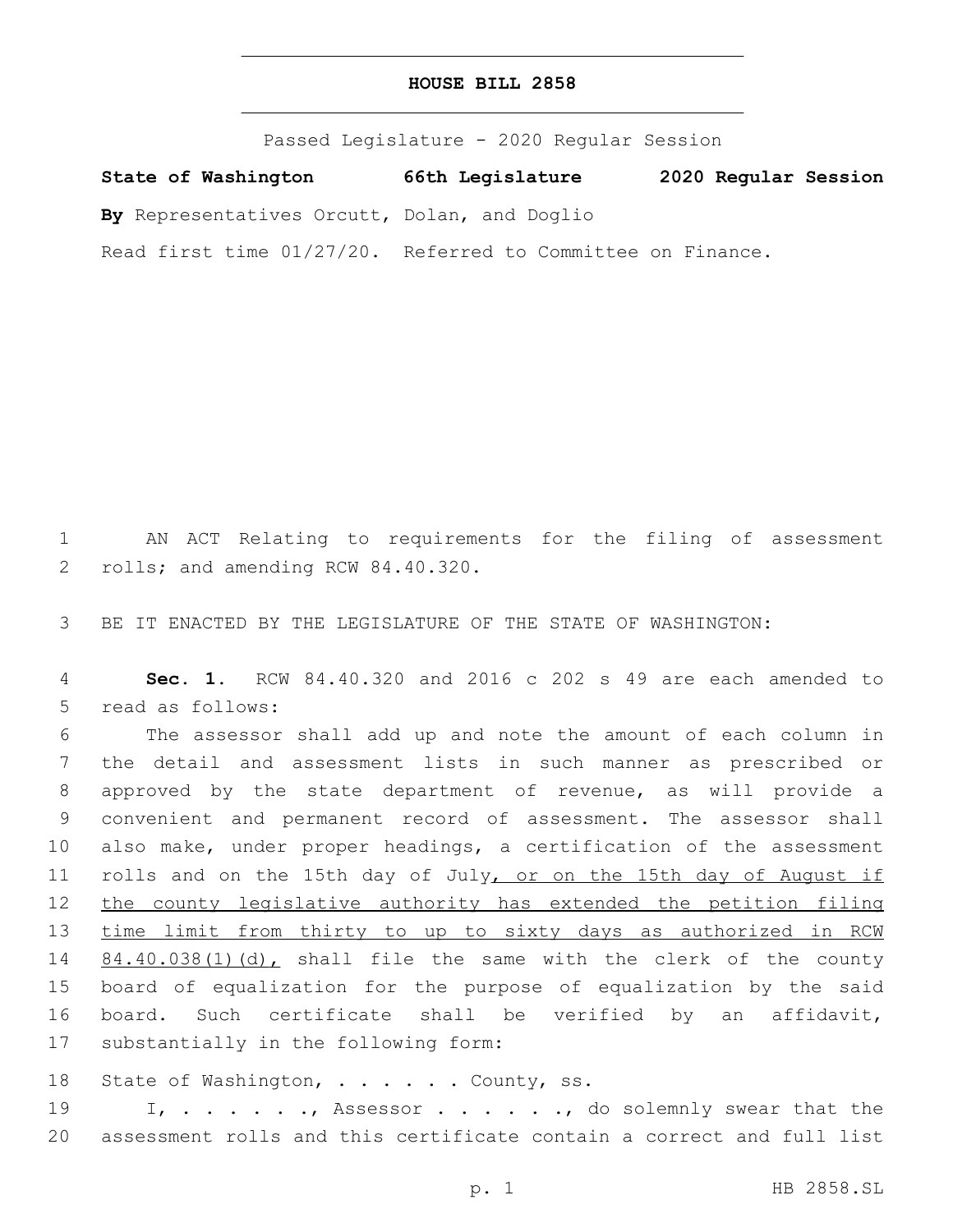# HOUSE BILL 2858

Passed Legislature - 2020 Regular Session

**State of Washington 66th Legislature 2020 Regular Session**

**By** Representatives Orcutt, Dolan, and Doglio

Read first time 01/27/20. Referred to Committee on Finance.

AN ACT Relating to requirements for the filing of assessment rolls; and amending RCW 84.40.320.

BE IT ENACTED BY THE LEGISLATURE OF THE STATE OF WASHINGTON:

**Sec. 1.** RCW 84.40.320 and 2016 c 202 s 49 are each amended to read as follows:

The assessor shall add up and note the amount of each column in the detail and assessment lists in such manner as prescribed or approved by the state department of revenue, as will provide a convenient and permanent record of assessment. The assessor shall also make, under proper headings, a certification of the assessment rolls and on the 15th day of July<u>, or on the 15th day of August if the county legislative authority has extended the petition filing time limit from thirty to up to sixty days as authorized in RCW 84.40.038(1)(d),</u> shall file the same with the clerk of the county board of equalization for the purpose of equalization by the said board. Such certificate shall be verified by an affidavit, substantially in the following form:

State of Washington, . . . . . . County, ss.

I, . . . . . . ., Assessor . . . . . . ., do solemnly swear that the assessment rolls and this certificate contain a correct and full list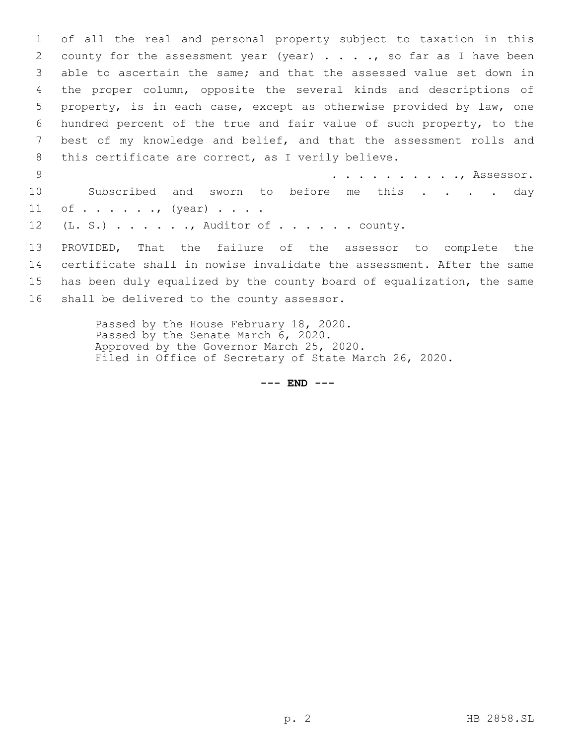of all the real and personal property subject to taxation in this county for the assessment year (year) . . . ., so far as I have been able to ascertain the same; and that the assessed value set down in the proper column, opposite the several kinds and descriptions of property, is in each case, except as otherwise provided by law, one hundred percent of the true and fair value of such property, to the best of my knowledge and belief, and that the assessment rolls and this certificate are correct, as I verily believe.

. . . . . . . . . ., Assessor.

Subscribed and sworn to before me this . . . . . day of . . . . . ., (year) . . . .

(L. S.) . . . . . ., Auditor of . . . . . . county.

PROVIDED, That the failure of the assessor to complete the certificate shall in nowise invalidate the assessment. After the same has been duly equalized by the county board of equalization, the same shall be delivered to the county assessor.

Passed by the House February 18, 2020.
Passed by the Senate March 6, 2020.
Approved by the Governor March 25, 2020.
Filed in Office of Secretary of State March 26, 2020.

**--- END ---**